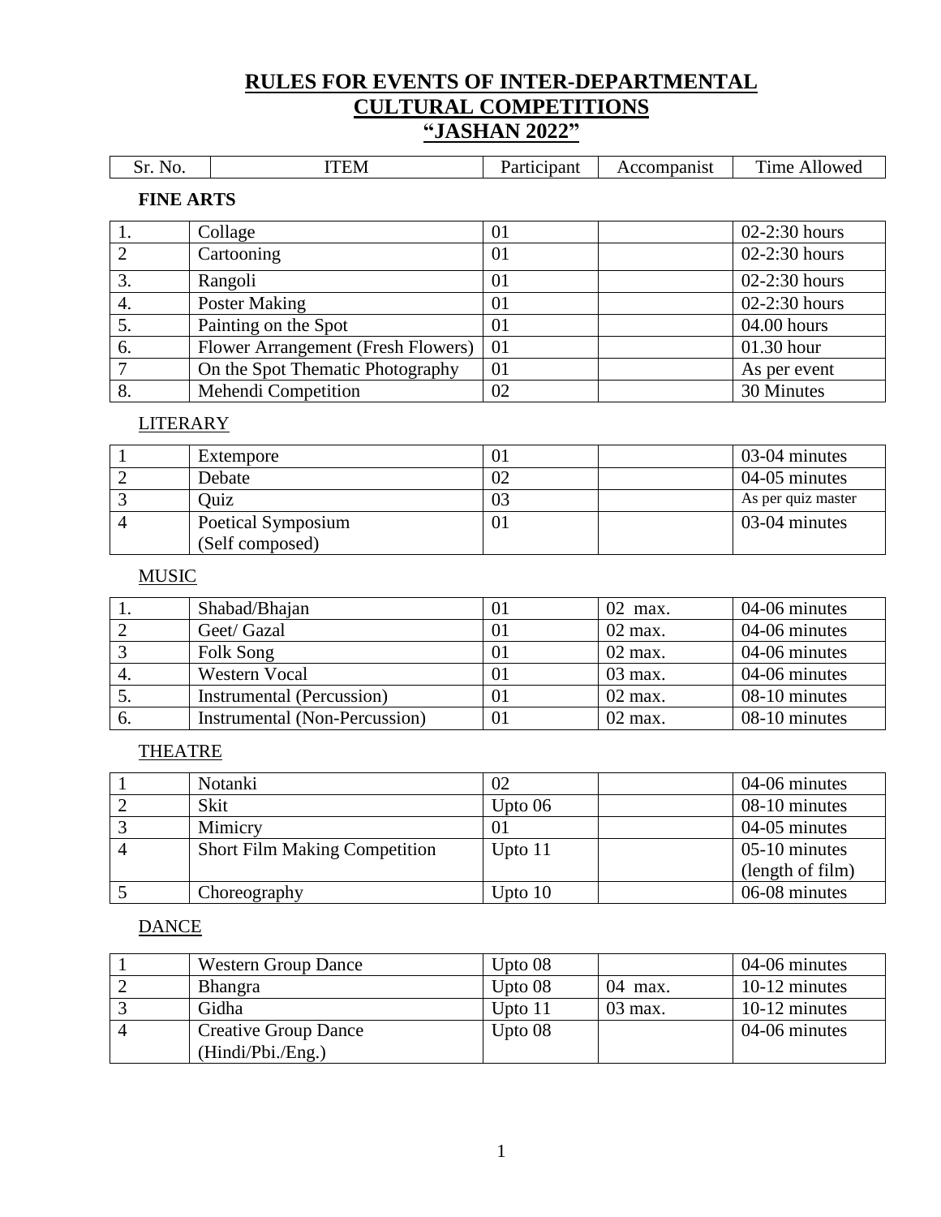# RULES FOR EVENTS OF INTER-DEPARTMENTAL CULTURAL COMPETITIONS "JASHAN 2022"

| Sr. No. | ITEM | Participant | Accompanist | Time Allowed |
|---|---|---|---|---|

**FINE ARTS**

| Sr. No. | ITEM | Participant | Accompanist | Time Allowed |
|---|---|---|---|---|
| 1. | Collage | 01 | | 02-2:30 hours |
| 2 | Cartooning | 01 | | 02-2:30 hours |
| 3. | Rangoli | 01 | | 02-2:30 hours |
| 4. | Poster Making | 01 | | 02-2:30 hours |
| 5. | Painting on the Spot | 01 | | 04.00 hours |
| 6. | Flower Arrangement (Fresh Flowers) | 01 | | 01.30 hour |
| 7 | On the Spot Thematic Photography | 01 | | As per event |
| 8. | Mehendi Competition | 02 | | 30 Minutes |

LITERARY

| Sr. No. | ITEM | Participant | Accompanist | Time Allowed |
|---|---|---|---|---|
| 1 | Extempore | 01 | | 03-04 minutes |
| 2 | Debate | 02 | | 04-05 minutes |
| 3 | Quiz | 03 | | As per quiz master |
| 4 | Poetical Symposium (Self composed) | 01 | | 03-04 minutes |

MUSIC

| Sr. No. | ITEM | Participant | Accompanist | Time Allowed |
|---|---|---|---|---|
| 1. | Shabad/Bhajan | 01 | 02 max. | 04-06 minutes |
| 2 | Geet/ Gazal | 01 | 02 max. | 04-06 minutes |
| 3 | Folk Song | 01 | 02 max. | 04-06 minutes |
| 4. | Western Vocal | 01 | 03 max. | 04-06 minutes |
| 5. | Instrumental (Percussion) | 01 | 02 max. | 08-10 minutes |
| 6. | Instrumental (Non-Percussion) | 01 | 02 max. | 08-10 minutes |

THEATRE

| Sr. No. | ITEM | Participant | Accompanist | Time Allowed |
|---|---|---|---|---|
| 1 | Notanki | 02 | | 04-06 minutes |
| 2 | Skit | Upto 06 | | 08-10 minutes |
| 3 | Mimicry | 01 | | 04-05 minutes |
| 4 | Short Film Making Competition | Upto 11 | | 05-10 minutes (length of film) |
| 5 | Choreography | Upto 10 | | 06-08 minutes |

DANCE

| Sr. No. | ITEM | Participant | Accompanist | Time Allowed |
|---|---|---|---|---|
| 1 | Western Group Dance | Upto 08 | | 04-06 minutes |
| 2 | Bhangra | Upto 08 | 04 max. | 10-12 minutes |
| 3 | Gidha | Upto 11 | 03 max. | 10-12 minutes |
| 4 | Creative Group Dance (Hindi/Pbi./Eng.) | Upto 08 | | 04-06 minutes |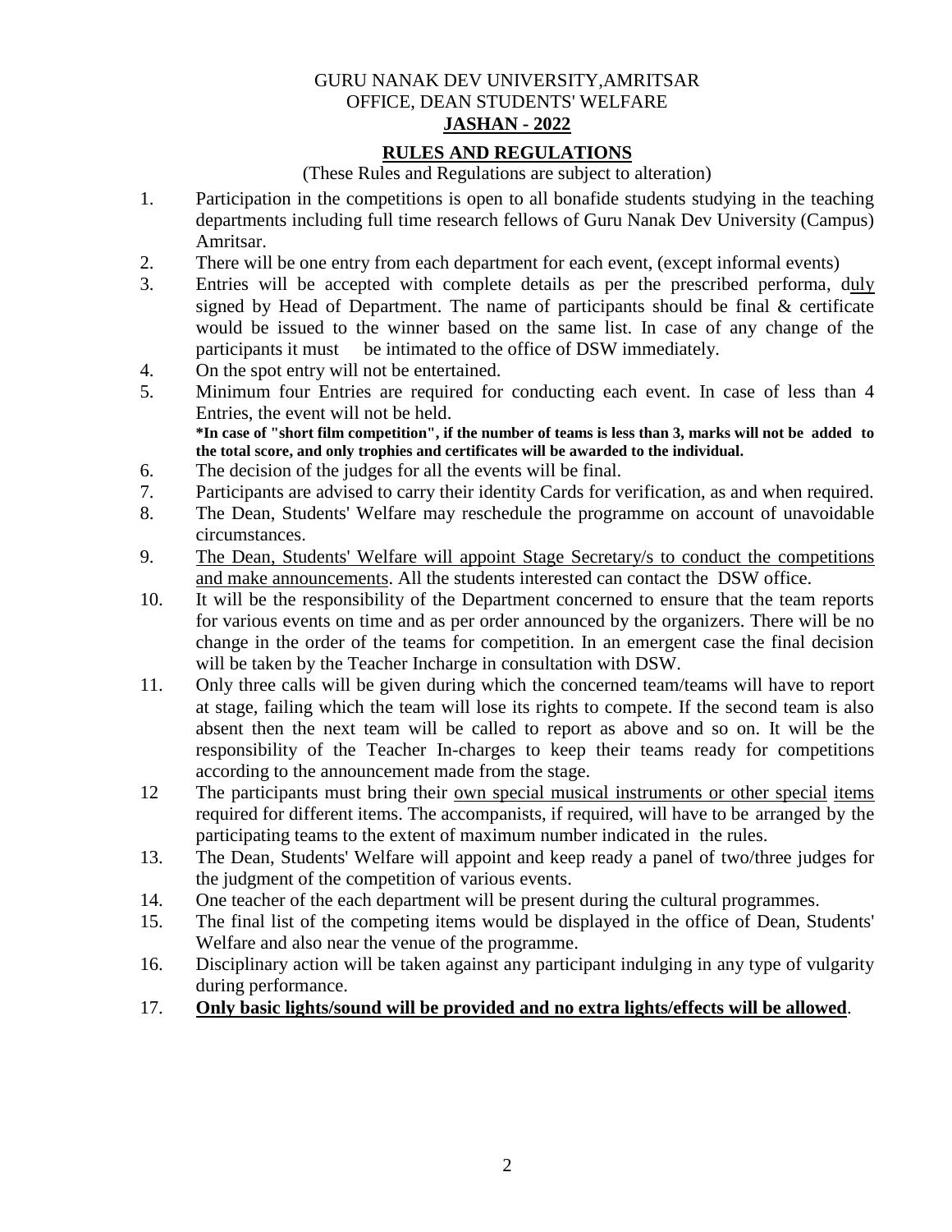GURU NANAK DEV UNIVERSITY,AMRITSAR

OFFICE, DEAN STUDENTS' WELFARE

**JASHAN - 2022**

## RULES AND REGULATIONS

(These Rules and Regulations are subject to alteration)

1. Participation in the competitions is open to all bonafide students studying in the teaching departments including full time research fellows of Guru Nanak Dev University (Campus) Amritsar.
2. There will be one entry from each department for each event, (except informal events)
3. Entries will be accepted with complete details as per the prescribed performa, duly signed by Head of Department. The name of participants should be final & certificate would be issued to the winner based on the same list. In case of any change of the participants it must be intimated to the office of DSW immediately.
4. On the spot entry will not be entertained.
5. Minimum four Entries are required for conducting each event. In case of less than 4 Entries, the event will not be held.
   **\*In case of "short film competition", if the number of teams is less than 3, marks will not be added to the total score, and only trophies and certificates will be awarded to the individual.**
6. The decision of the judges for all the events will be final.
7. Participants are advised to carry their identity Cards for verification, as and when required.
8. The Dean, Students' Welfare may reschedule the programme on account of unavoidable circumstances.
9. The Dean, Students' Welfare will appoint Stage Secretary/s to conduct the competitions and make announcements. All the students interested can contact the DSW office.
10. It will be the responsibility of the Department concerned to ensure that the team reports for various events on time and as per order announced by the organizers. There will be no change in the order of the teams for competition. In an emergent case the final decision will be taken by the Teacher Incharge in consultation with DSW.
11. Only three calls will be given during which the concerned team/teams will have to report at stage, failing which the team will lose its rights to compete. If the second team is also absent then the next team will be called to report as above and so on. It will be the responsibility of the Teacher In-charges to keep their teams ready for competitions according to the announcement made from the stage.
12. The participants must bring their own special musical instruments or other special items required for different items. The accompanists, if required, will have to be arranged by the participating teams to the extent of maximum number indicated in the rules.
13. The Dean, Students' Welfare will appoint and keep ready a panel of two/three judges for the judgment of the competition of various events.
14. One teacher of the each department will be present during the cultural programmes.
15. The final list of the competing items would be displayed in the office of Dean, Students' Welfare and also near the venue of the programme.
16. Disciplinary action will be taken against any participant indulging in any type of vulgarity during performance.
17. **Only basic lights/sound will be provided and no extra lights/effects will be allowed**.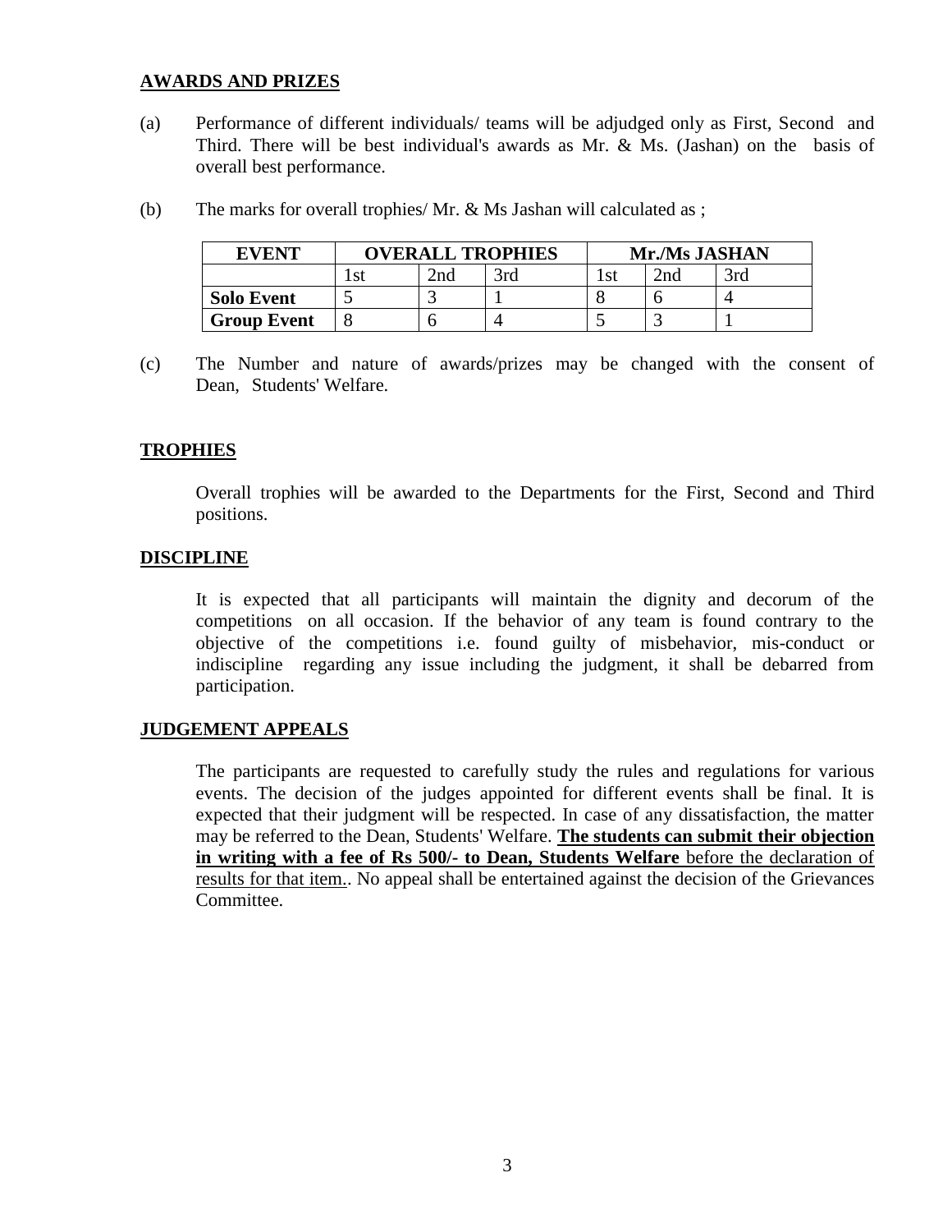## AWARDS AND PRIZES

(a) Performance of different individuals/ teams will be adjudged only as First, Second and Third. There will be best individual's awards as Mr. & Ms. (Jashan) on the basis of overall best performance.

(b) The marks for overall trophies/ Mr. & Ms Jashan will calculated as ;

| EVENT | OVERALL TROPHIES | | | Mr./Ms JASHAN | | |
|---|---|---|---|---|---|---|
| | 1st | 2nd | 3rd | 1st | 2nd | 3rd |
| **Solo Event** | 5 | 3 | 1 | 8 | 6 | 4 |
| **Group Event** | 8 | 6 | 4 | 5 | 3 | 1 |

(c) The Number and nature of awards/prizes may be changed with the consent of Dean, Students' Welfare.

## TROPHIES

Overall trophies will be awarded to the Departments for the First, Second and Third positions.

## DISCIPLINE

It is expected that all participants will maintain the dignity and decorum of the competitions on all occasion. If the behavior of any team is found contrary to the objective of the competitions i.e. found guilty of misbehavior, mis-conduct or indiscipline regarding any issue including the judgment, it shall be debarred from participation.

## JUDGEMENT APPEALS

The participants are requested to carefully study the rules and regulations for various events. The decision of the judges appointed for different events shall be final. It is expected that their judgment will be respected. In case of any dissatisfaction, the matter may be referred to the Dean, Students' Welfare. **The students can submit their objection in writing with a fee of Rs 500/- to Dean, Students Welfare** before the declaration of results for that item.. No appeal shall be entertained against the decision of the Grievances Committee.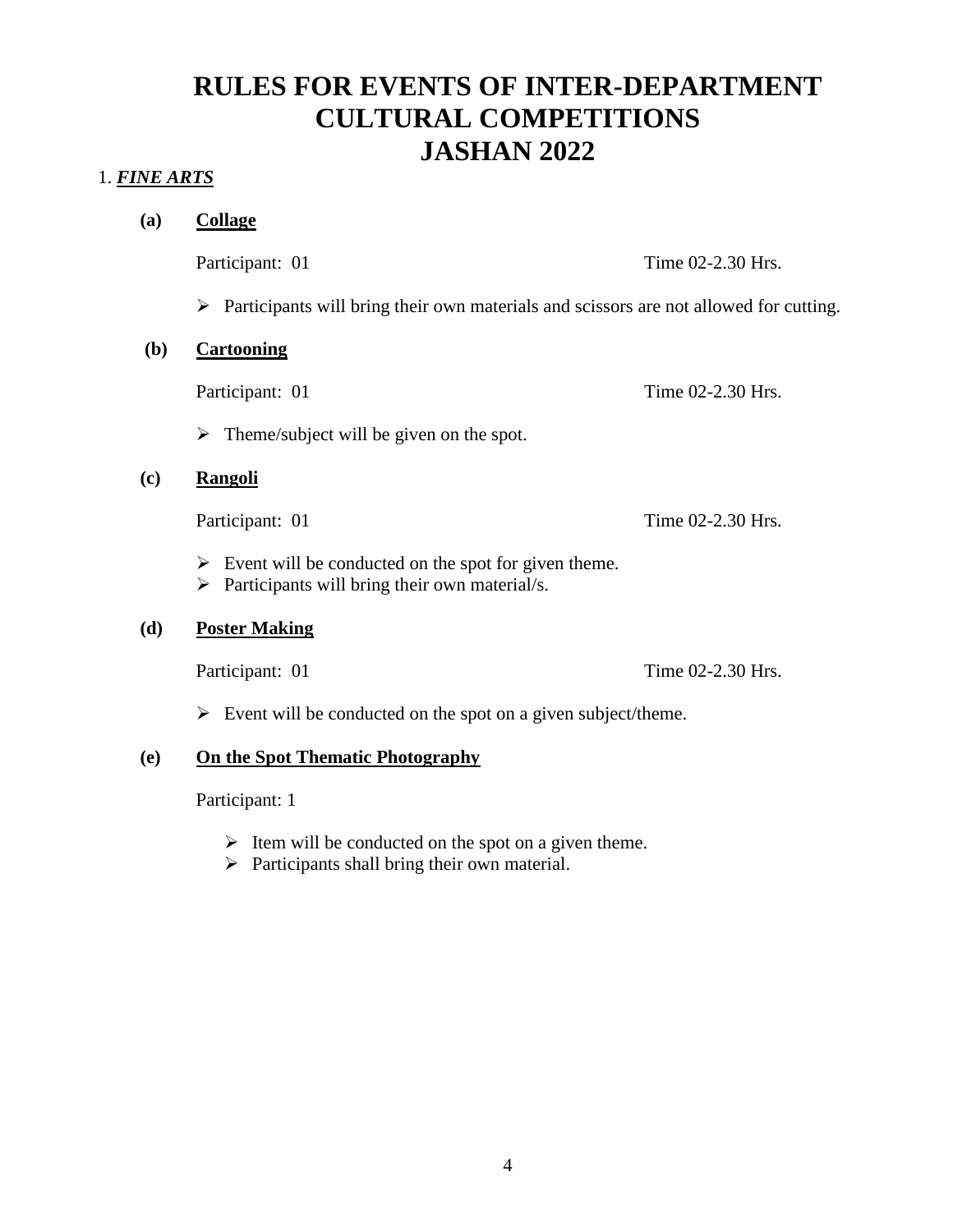# RULES FOR EVENTS OF INTER-DEPARTMENT CULTURAL COMPETITIONS JASHAN 2022

1. ***FINE ARTS***

**(a) Collage**

Participant: 01 Time 02-2.30 Hrs.

- Participants will bring their own materials and scissors are not allowed for cutting.

**(b) Cartooning**

Participant: 01 Time 02-2.30 Hrs.

- Theme/subject will be given on the spot.

**(c) Rangoli**

Participant: 01 Time 02-2.30 Hrs.

- Event will be conducted on the spot for given theme.
- Participants will bring their own material/s.

**(d) Poster Making**

Participant: 01 Time 02-2.30 Hrs.

- Event will be conducted on the spot on a given subject/theme.

**(e) On the Spot Thematic Photography**

Participant: 1

- Item will be conducted on the spot on a given theme.
- Participants shall bring their own material.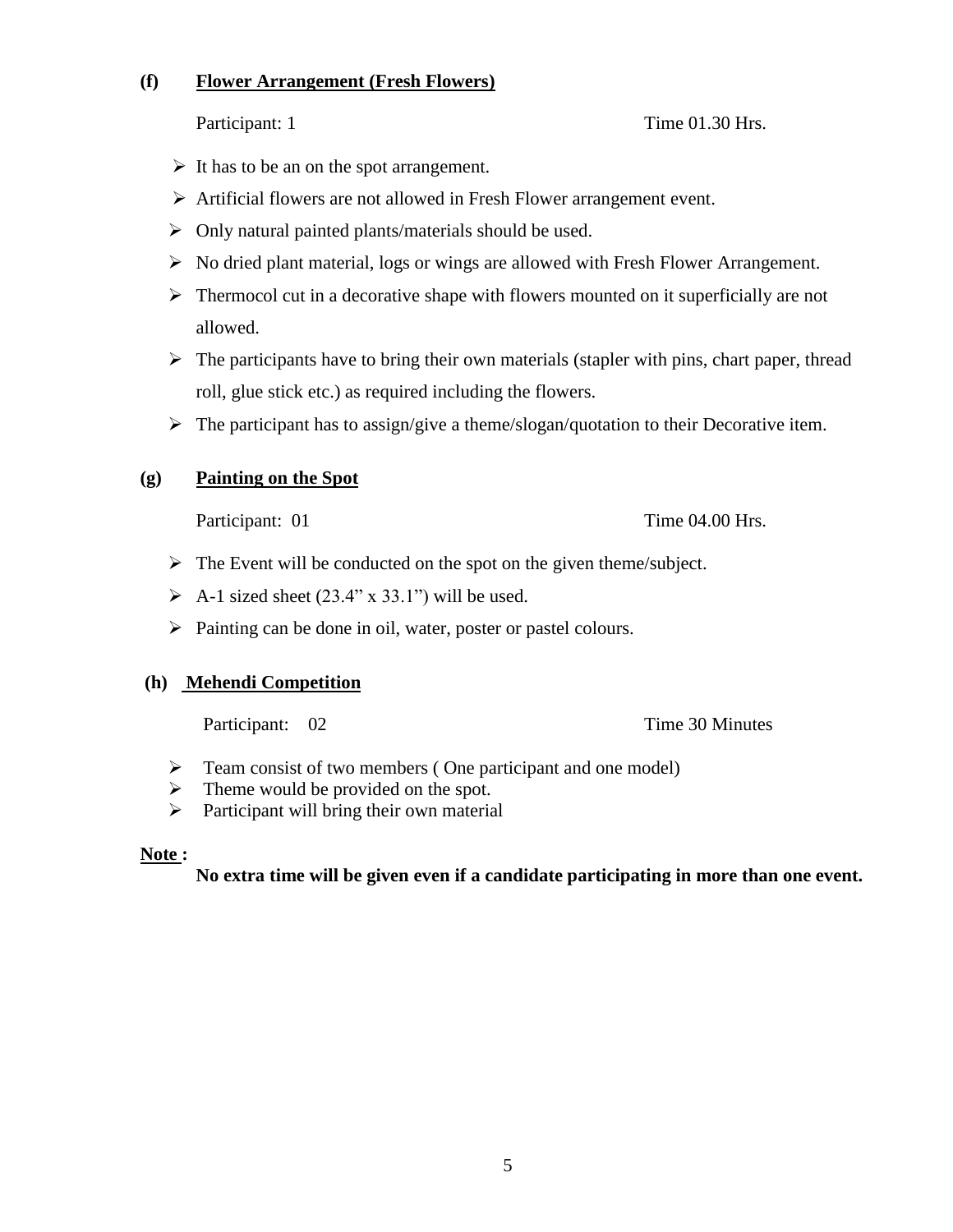### (f) Flower Arrangement (Fresh Flowers)

Participant: 1 &nbsp;&nbsp;&nbsp;&nbsp;&nbsp;&nbsp;&nbsp;&nbsp;&nbsp;&nbsp;&nbsp;&nbsp;&nbsp;&nbsp;&nbsp;&nbsp;&nbsp;&nbsp;&nbsp;&nbsp;&nbsp;&nbsp;&nbsp;&nbsp;&nbsp;&nbsp;&nbsp;&nbsp;&nbsp;&nbsp;&nbsp;&nbsp;&nbsp;&nbsp;&nbsp;&nbsp;&nbsp;&nbsp;&nbsp;&nbsp; Time 01.30 Hrs.

- It has to be an on the spot arrangement.
- Artificial flowers are not allowed in Fresh Flower arrangement event.
- Only natural painted plants/materials should be used.
- No dried plant material, logs or wings are allowed with Fresh Flower Arrangement.
- Thermocol cut in a decorative shape with flowers mounted on it superficially are not allowed.
- The participants have to bring their own materials (stapler with pins, chart paper, thread roll, glue stick etc.) as required including the flowers.
- The participant has to assign/give a theme/slogan/quotation to their Decorative item.

### (g) Painting on the Spot

Participant: 01 &nbsp;&nbsp;&nbsp;&nbsp;&nbsp;&nbsp;&nbsp;&nbsp;&nbsp;&nbsp;&nbsp;&nbsp;&nbsp;&nbsp;&nbsp;&nbsp;&nbsp;&nbsp;&nbsp;&nbsp;&nbsp;&nbsp;&nbsp;&nbsp;&nbsp;&nbsp;&nbsp;&nbsp;&nbsp;&nbsp;&nbsp;&nbsp;&nbsp;&nbsp;&nbsp;&nbsp;&nbsp;&nbsp;&nbsp;&nbsp; Time 04.00 Hrs.

- The Event will be conducted on the spot on the given theme/subject.
- A-1 sized sheet (23.4" x 33.1") will be used.
- Painting can be done in oil, water, poster or pastel colours.

### (h) Mehendi Competition

Participant: 02 &nbsp;&nbsp;&nbsp;&nbsp;&nbsp;&nbsp;&nbsp;&nbsp;&nbsp;&nbsp;&nbsp;&nbsp;&nbsp;&nbsp;&nbsp;&nbsp;&nbsp;&nbsp;&nbsp;&nbsp;&nbsp;&nbsp;&nbsp;&nbsp;&nbsp;&nbsp;&nbsp;&nbsp;&nbsp;&nbsp;&nbsp;&nbsp;&nbsp;&nbsp;&nbsp;&nbsp;&nbsp;&nbsp;&nbsp;&nbsp; Time 30 Minutes

- Team consist of two members ( One participant and one model)
- Theme would be provided on the spot.
- Participant will bring their own material

**Note :**

**No extra time will be given even if a candidate participating in more than one event.**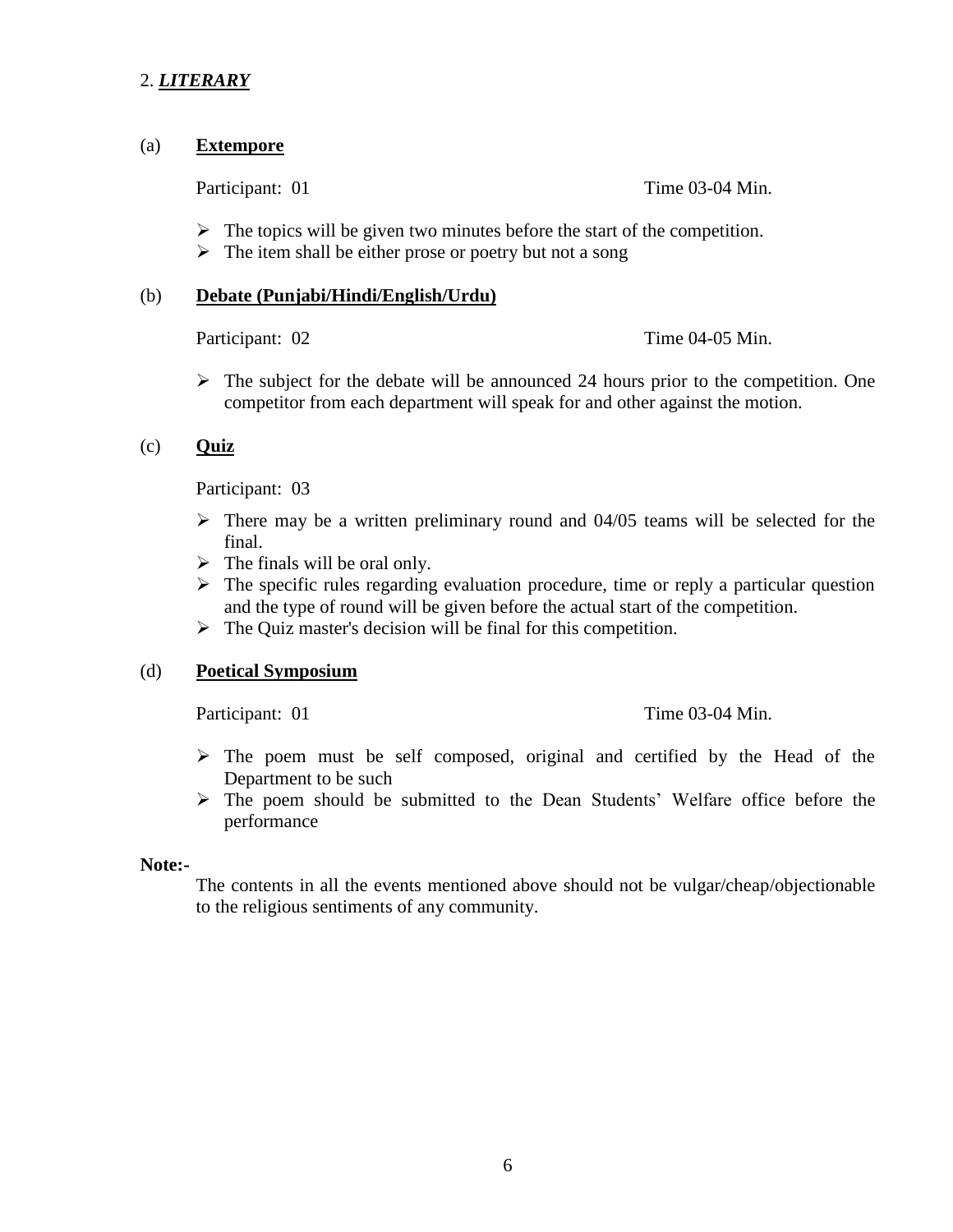## 2. ***LITERARY***

### (a) **Extempore**

Participant: 01 Time 03-04 Min.

- The topics will be given two minutes before the start of the competition.
- The item shall be either prose or poetry but not a song

### (b) **Debate (Punjabi/Hindi/English/Urdu)**

Participant: 02 Time 04-05 Min.

- The subject for the debate will be announced 24 hours prior to the competition. One competitor from each department will speak for and other against the motion.

### (c) **Quiz**

Participant: 03

- There may be a written preliminary round and 04/05 teams will be selected for the final.
- The finals will be oral only.
- The specific rules regarding evaluation procedure, time or reply a particular question and the type of round will be given before the actual start of the competition.
- The Quiz master's decision will be final for this competition.

### (d) **Poetical Symposium**

Participant: 01 Time 03-04 Min.

- The poem must be self composed, original and certified by the Head of the Department to be such
- The poem should be submitted to the Dean Students' Welfare office before the performance

**Note:-**

The contents in all the events mentioned above should not be vulgar/cheap/objectionable to the religious sentiments of any community.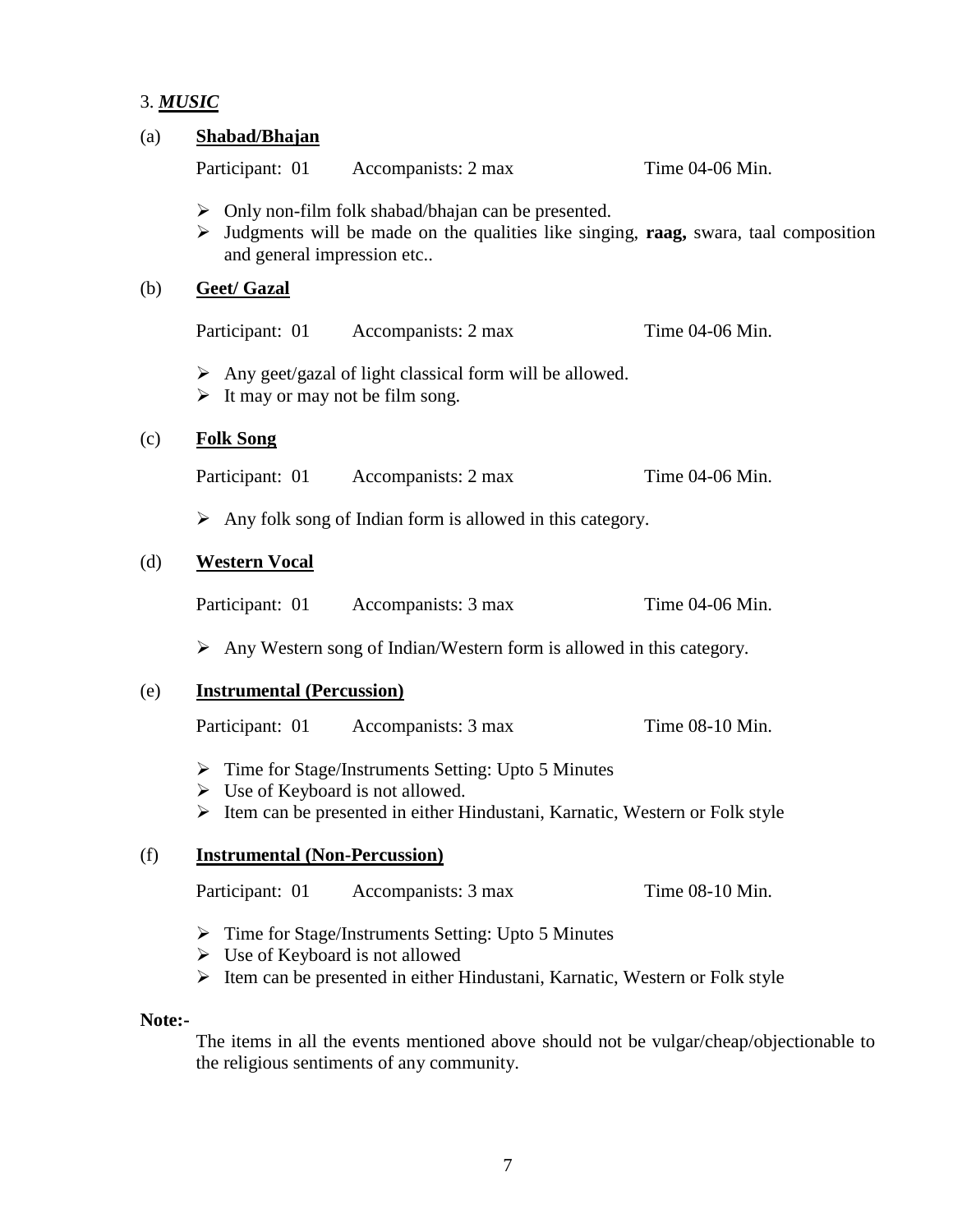## 3. ***MUSIC***

### (a) **Shabad/Bhajan**

Participant: 01 Accompanists: 2 max Time 04-06 Min.

- Only non-film folk shabad/bhajan can be presented.
- Judgments will be made on the qualities like singing, **raag,** swara, taal composition and general impression etc..

### (b) **Geet/ Gazal**

Participant: 01 Accompanists: 2 max Time 04-06 Min.

- Any geet/gazal of light classical form will be allowed.
- It may or may not be film song.

### (c) **Folk Song**

Participant: 01 Accompanists: 2 max Time 04-06 Min.

- Any folk song of Indian form is allowed in this category.

### (d) **Western Vocal**

Participant: 01 Accompanists: 3 max Time 04-06 Min.

- Any Western song of Indian/Western form is allowed in this category.

### (e) **Instrumental (Percussion)**

Participant: 01 Accompanists: 3 max Time 08-10 Min.

- Time for Stage/Instruments Setting: Upto 5 Minutes
- Use of Keyboard is not allowed.
- Item can be presented in either Hindustani, Karnatic, Western or Folk style

### (f) **Instrumental (Non-Percussion)**

Participant: 01 Accompanists: 3 max Time 08-10 Min.

- Time for Stage/Instruments Setting: Upto 5 Minutes
- Use of Keyboard is not allowed
- Item can be presented in either Hindustani, Karnatic, Western or Folk style

**Note:-**

The items in all the events mentioned above should not be vulgar/cheap/objectionable to the religious sentiments of any community.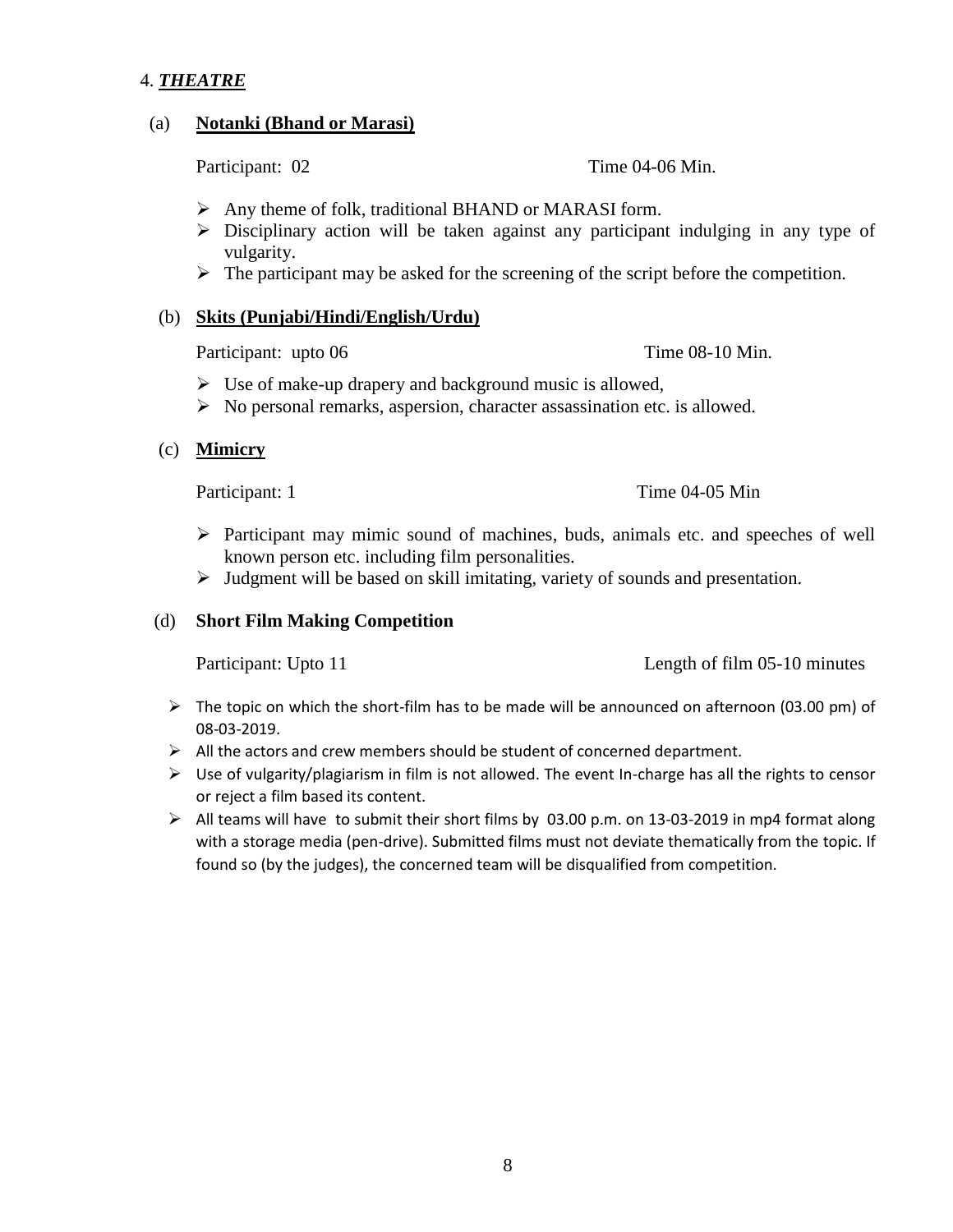## 4. ***THEATRE***

### (a) **Notanki (Bhand or Marasi)**

Participant: 02 Time 04-06 Min.

- Any theme of folk, traditional BHAND or MARASI form.
- Disciplinary action will be taken against any participant indulging in any type of vulgarity.
- The participant may be asked for the screening of the script before the competition.

### (b) **Skits (Punjabi/Hindi/English/Urdu)**

Participant: upto 06 Time 08-10 Min.

- Use of make-up drapery and background music is allowed,
- No personal remarks, aspersion, character assassination etc. is allowed.

### (c) **Mimicry**

Participant: 1 Time 04-05 Min

- Participant may mimic sound of machines, buds, animals etc. and speeches of well known person etc. including film personalities.
- Judgment will be based on skill imitating, variety of sounds and presentation.

### (d) **Short Film Making Competition**

Participant: Upto 11 Length of film 05-10 minutes

- The topic on which the short-film has to be made will be announced on afternoon (03.00 pm) of 08-03-2019.
- All the actors and crew members should be student of concerned department.
- Use of vulgarity/plagiarism in film is not allowed. The event In-charge has all the rights to censor or reject a film based its content.
- All teams will have to submit their short films by 03.00 p.m. on 13-03-2019 in mp4 format along with a storage media (pen-drive). Submitted films must not deviate thematically from the topic. If found so (by the judges), the concerned team will be disqualified from competition.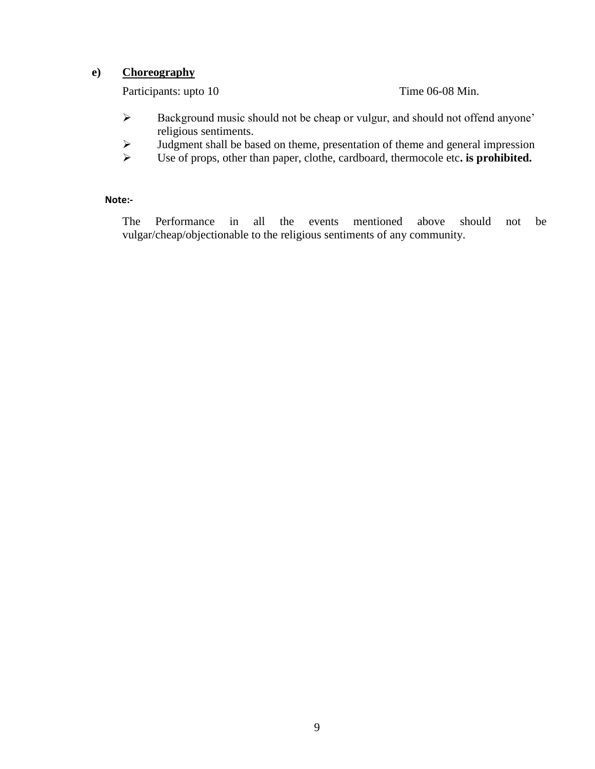**e) <u>Choreography</u>**

Participants: upto 10 Time 06-08 Min.

- Background music should not be cheap or vulgur, and should not offend anyone' religious sentiments.
- Judgment shall be based on theme, presentation of theme and general impression
- Use of props, other than paper, clothe, cardboard, thermocole etc**. is prohibited.**

**Note:-**

The Performance in all the events mentioned above should not be vulgar/cheap/objectionable to the religious sentiments of any community.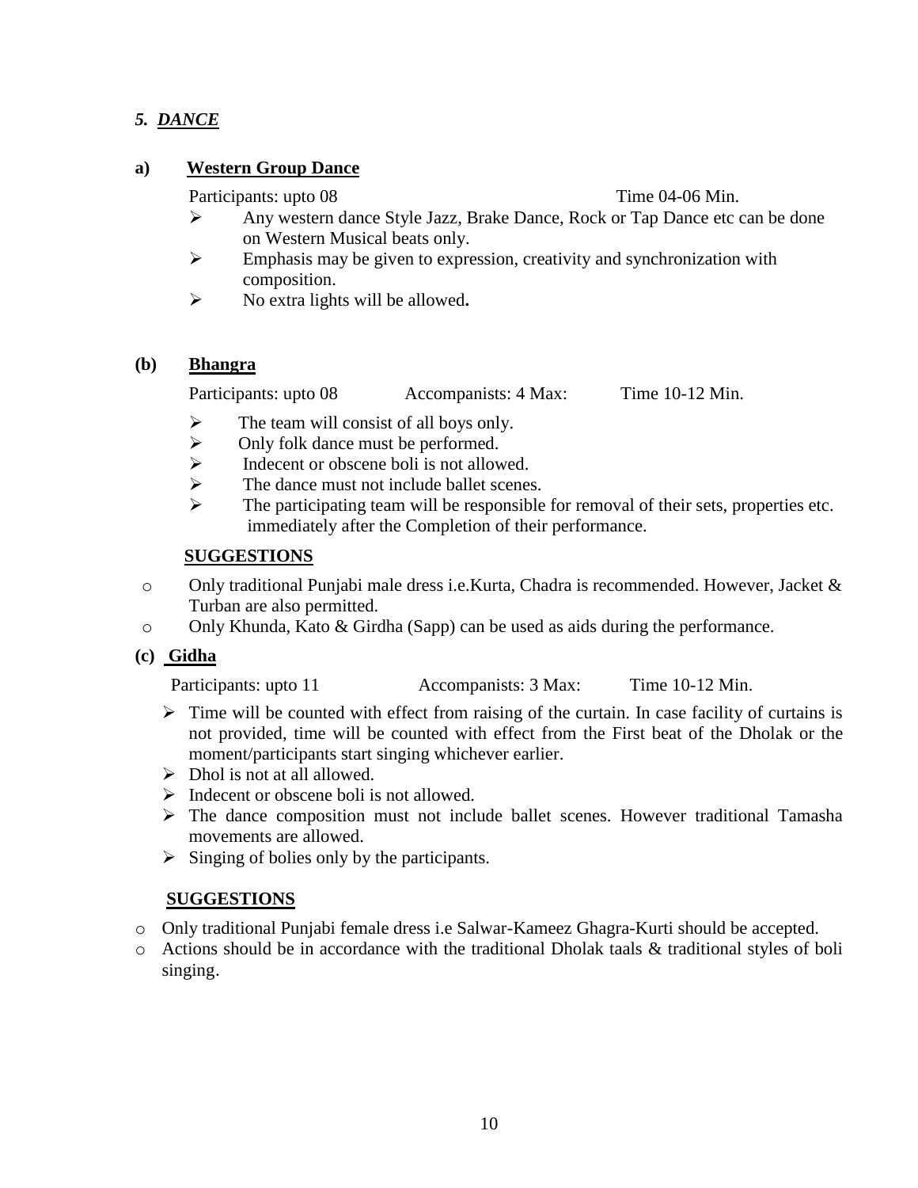## *5. DANCE*

### a) Western Group Dance

Participants: upto 08 Time 04-06 Min.

- Any western dance Style Jazz, Brake Dance, Rock or Tap Dance etc can be done on Western Musical beats only.
- Emphasis may be given to expression, creativity and synchronization with composition.
- No extra lights will be allowed**.**

### (b) Bhangra

Participants: upto 08 Accompanists: 4 Max: Time 10-12 Min.

- The team will consist of all boys only.
- Only folk dance must be performed.
- Indecent or obscene boli is not allowed.
- The dance must not include ballet scenes.
- The participating team will be responsible for removal of their sets, properties etc. immediately after the Completion of their performance.

**SUGGESTIONS**

- Only traditional Punjabi male dress i.e.Kurta, Chadra is recommended. However, Jacket & Turban are also permitted.
- Only Khunda, Kato & Girdha (Sapp) can be used as aids during the performance.

### (c) Gidha

Participants: upto 11 Accompanists: 3 Max: Time 10-12 Min.

- Time will be counted with effect from raising of the curtain. In case facility of curtains is not provided, time will be counted with effect from the First beat of the Dholak or the moment/participants start singing whichever earlier.
- Dhol is not at all allowed.
- Indecent or obscene boli is not allowed.
- The dance composition must not include ballet scenes. However traditional Tamasha movements are allowed.
- Singing of bolies only by the participants.

**SUGGESTIONS**

- Only traditional Punjabi female dress i.e Salwar-Kameez Ghagra-Kurti should be accepted.
- Actions should be in accordance with the traditional Dholak taals & traditional styles of boli singing.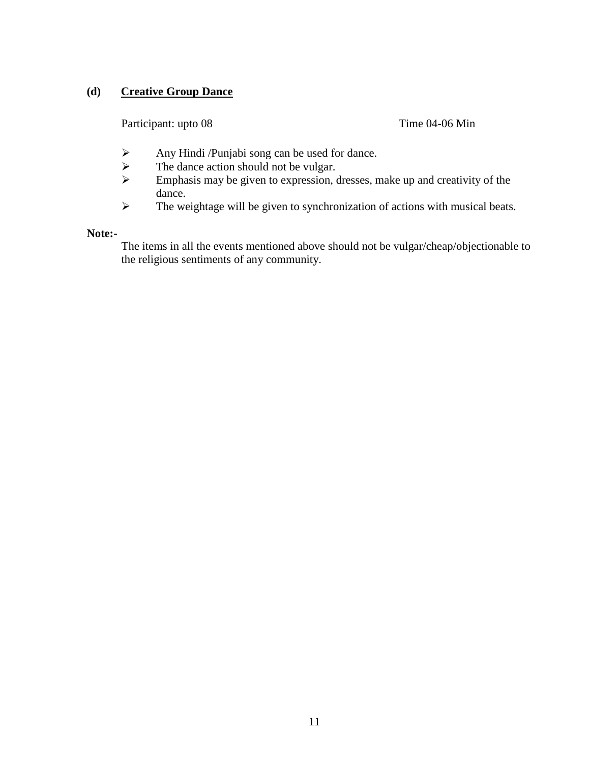**(d) Creative Group Dance**

Participant: upto 08 Time 04-06 Min

- Any Hindi /Punjabi song can be used for dance.
- The dance action should not be vulgar.
- Emphasis may be given to expression, dresses, make up and creativity of the dance.
- The weightage will be given to synchronization of actions with musical beats.

**Note:-**

The items in all the events mentioned above should not be vulgar/cheap/objectionable to the religious sentiments of any community.